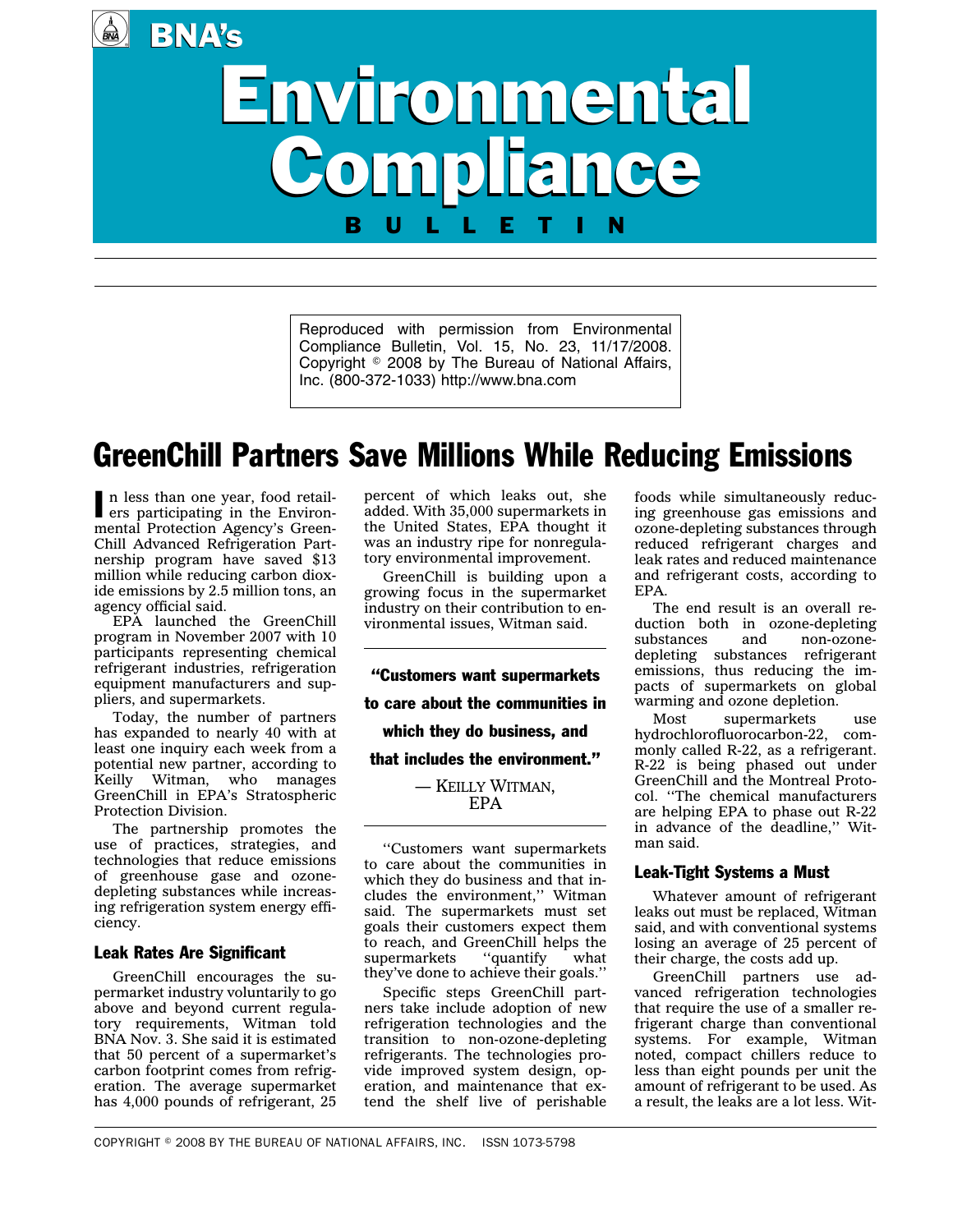# BNA's Environmental Compliance BULLETIN

Reproduced with permission from Environmental Compliance Bulletin, Vol. 15, No. 23, 11/17/2008. Copyright © 2008 by The Bureau of National Affairs, Inc. (800-372-1033) http://www.bna.com

## GreenChill Partners Save Millions While Reducing Emissions

In less than one year, food retailers participating in the Environmental Protection Agency's GreenChill Advanced Refrigeration Partnership program have saved $13 million while reducing carbon dioxide emissions by 2.5 million tons, an agency official said.

EPA launched the GreenChill program in November 2007 with 10 participants representing chemical refrigerant industries, refrigeration equipment manufacturers and suppliers, and supermarkets.

Today, the number of partners has expanded to nearly 40 with at least one inquiry each week from a potential new partner, according to Keilly Witman, who manages GreenChill in EPA's Stratospheric Protection Division.

The partnership promotes the use of practices, strategies, and technologies that reduce emissions of greenhouse gase and ozone-depleting substances while increasing refrigeration system energy efficiency.

### Leak Rates Are Significant

GreenChill encourages the supermarket industry voluntarily to go above and beyond current regulatory requirements, Witman told BNA Nov. 3. She said it is estimated that 50 percent of a supermarket's carbon footprint comes from refrigeration. The average supermarket has 4,000 pounds of refrigerant, 25 percent of which leaks out, she added. With 35,000 supermarkets in the United States, EPA thought it was an industry ripe for nonregulatory environmental improvement.

GreenChill is building upon a growing focus in the supermarket industry on their contribution to environmental issues, Witman said.

> **"Customers want supermarkets to care about the communities in which they do business, and that includes the environment."**
>
> — KEILLY WITMAN, EPA

''Customers want supermarkets to care about the communities in which they do business and that includes the environment,'' Witman said. The supermarkets must set goals their customers expect them to reach, and GreenChill helps the supermarkets ''quantify what they've done to achieve their goals.''

Specific steps GreenChill partners take include adoption of new refrigeration technologies and the transition to non-ozone-depleting refrigerants. The technologies provide improved system design, operation, and maintenance that extend the shelf live of perishable foods while simultaneously reducing greenhouse gas emissions and ozone-depleting substances through reduced refrigerant charges and leak rates and reduced maintenance and refrigerant costs, according to EPA.

The end result is an overall reduction both in ozone-depleting substances and non-ozone-depleting substances refrigerant emissions, thus reducing the impacts of supermarkets on global warming and ozone depletion.

Most supermarkets use hydrochlorofluorocarbon-22, commonly called R-22, as a refrigerant. R-22 is being phased out under GreenChill and the Montreal Protocol. ''The chemical manufacturers are helping EPA to phase out R-22 in advance of the deadline,'' Witman said.

### Leak-Tight Systems a Must

Whatever amount of refrigerant leaks out must be replaced, Witman said, and with conventional systems losing an average of 25 percent of their charge, the costs add up.

GreenChill partners use advanced refrigeration technologies that require the use of a smaller refrigerant charge than conventional systems. For example, Witman noted, compact chillers reduce to less than eight pounds per unit the amount of refrigerant to be used. As a result, the leaks are a lot less. Wit-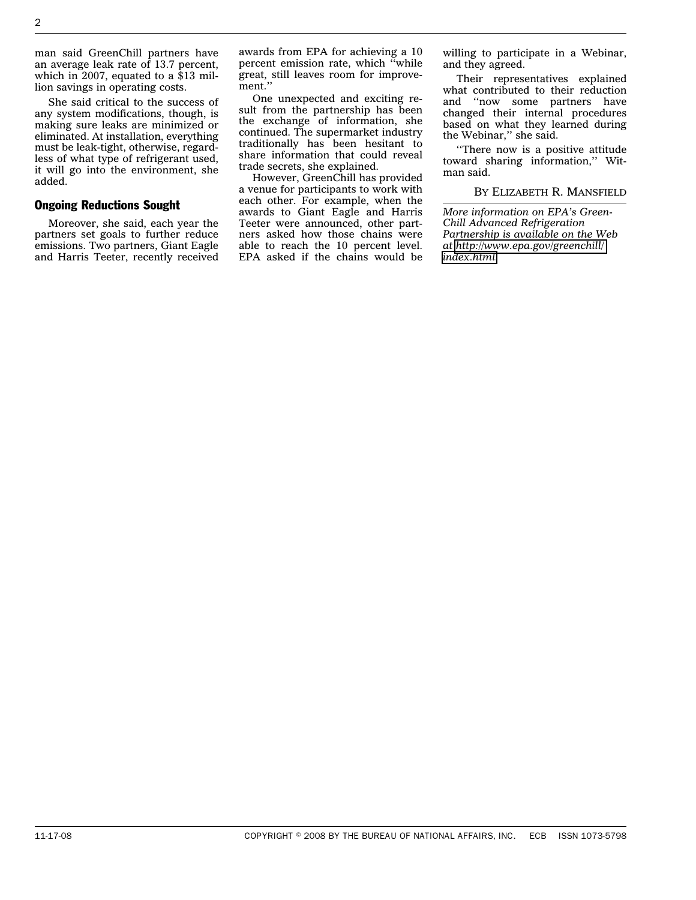man said GreenChill partners have an average leak rate of 13.7 percent, which in 2007, equated to a $13 million savings in operating costs.

She said critical to the success of any system modifications, though, is making sure leaks are minimized or eliminated. At installation, everything must be leak-tight, otherwise, regardless of what type of refrigerant used, it will go into the environment, she added.

## Ongoing Reductions Sought

Moreover, she said, each year the partners set goals to further reduce emissions. Two partners, Giant Eagle and Harris Teeter, recently received awards from EPA for achieving a 10 percent emission rate, which ''while great, still leaves room for improvement.''

One unexpected and exciting result from the partnership has been the exchange of information, she continued. The supermarket industry traditionally has been hesitant to share information that could reveal trade secrets, she explained.

However, GreenChill has provided a venue for participants to work with each other. For example, when the awards to Giant Eagle and Harris Teeter were announced, other partners asked how those chains were able to reach the 10 percent level. EPA asked if the chains would be willing to participate in a Webinar, and they agreed.

Their representatives explained what contributed to their reduction and ''now some partners have changed their internal procedures based on what they learned during the Webinar,'' she said.

''There now is a positive attitude toward sharing information,'' Witman said.

BY ELIZABETH R. MANSFIELD

*More information on EPA's GreenChill Advanced Refrigeration Partnership is available on the Web at http://www.epa.gov/greenchill/index.html*